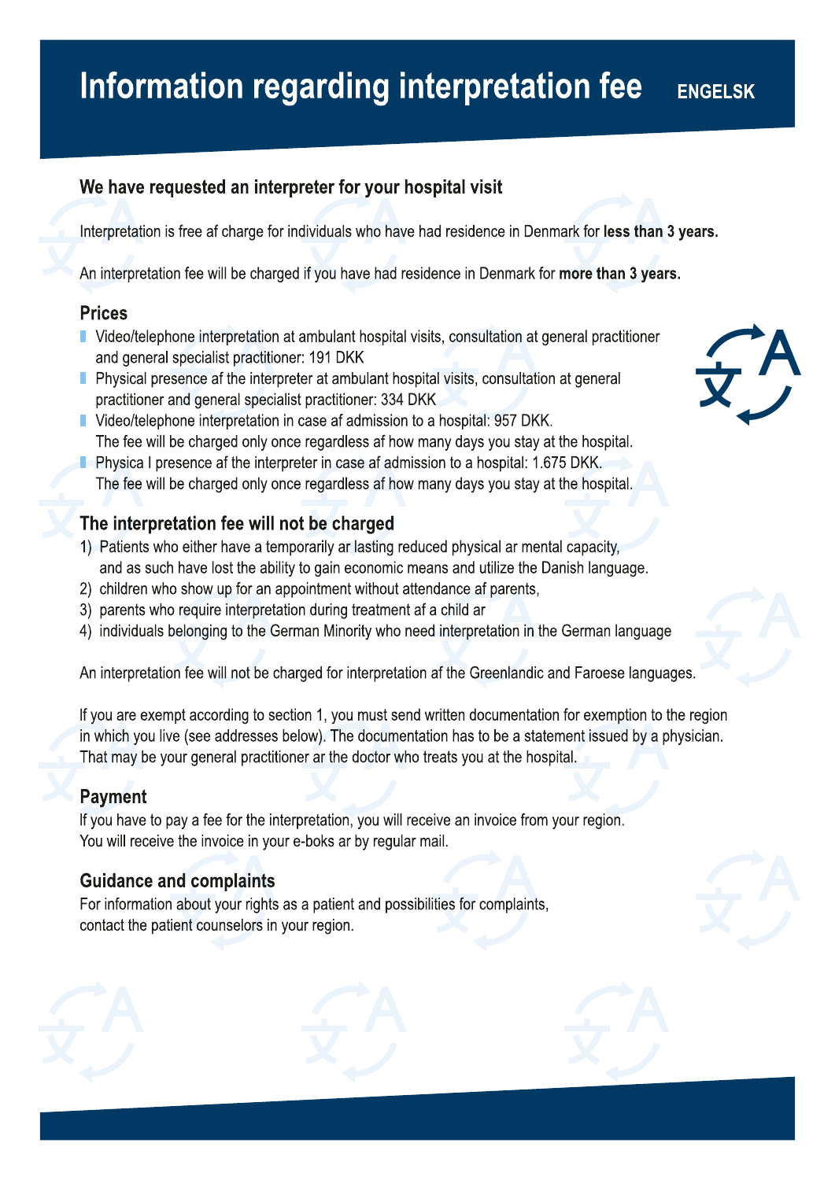# Information regarding interpretation fee ENGELSK

## We have requested an interpreter for your hospital visit

Interpretation is free af charge for individuals who have had residence in Denmark for **less than 3 years.**

An interpretation fee will be charged if you have had residence in Denmark for **more than 3 years.**

## Prices

- Video/telephone interpretation at ambulant hospital visits, consultation at general practitioner and general specialist practitioner: 191 DKK
- Physical presence af the interpreter at ambulant hospital visits, consultation at general practitioner and general specialist practitioner: 334 DKK
- Video/telephone interpretation in case af admission to a hospital: 957 DKK. The fee will be charged only once regardless af how many days you stay at the hospital.
- Physica l presence af the interpreter in case af admission to a hospital: 1.675 DKK. The fee will be charged only once regardless af how many days you stay at the hospital.

## The interpretation fee will not be charged

1) Patients who either have a temporarily ar lasting reduced physical ar mental capacity, and as such have lost the ability to gain economic means and utilize the Danish language.
2) children who show up for an appointment without attendance af parents,
3) parents who require interpretation during treatment af a child ar
4) individuals belonging to the German Minority who need interpretation in the German language

An interpretation fee will not be charged for interpretation af the Greenlandic and Faroese languages.

If you are exempt according to section 1, you must send written documentation for exemption to the region in which you live (see addresses below). The documentation has to be a statement issued by a physician. That may be your general practitioner ar the doctor who treats you at the hospital.

## Payment

If you have to pay a fee for the interpretation, you will receive an invoice from your region.
You will receive the invoice in your e-boks ar by regular mail.

## Guidance and complaints

For information about your rights as a patient and possibilities for complaints, contact the patient counselors in your region.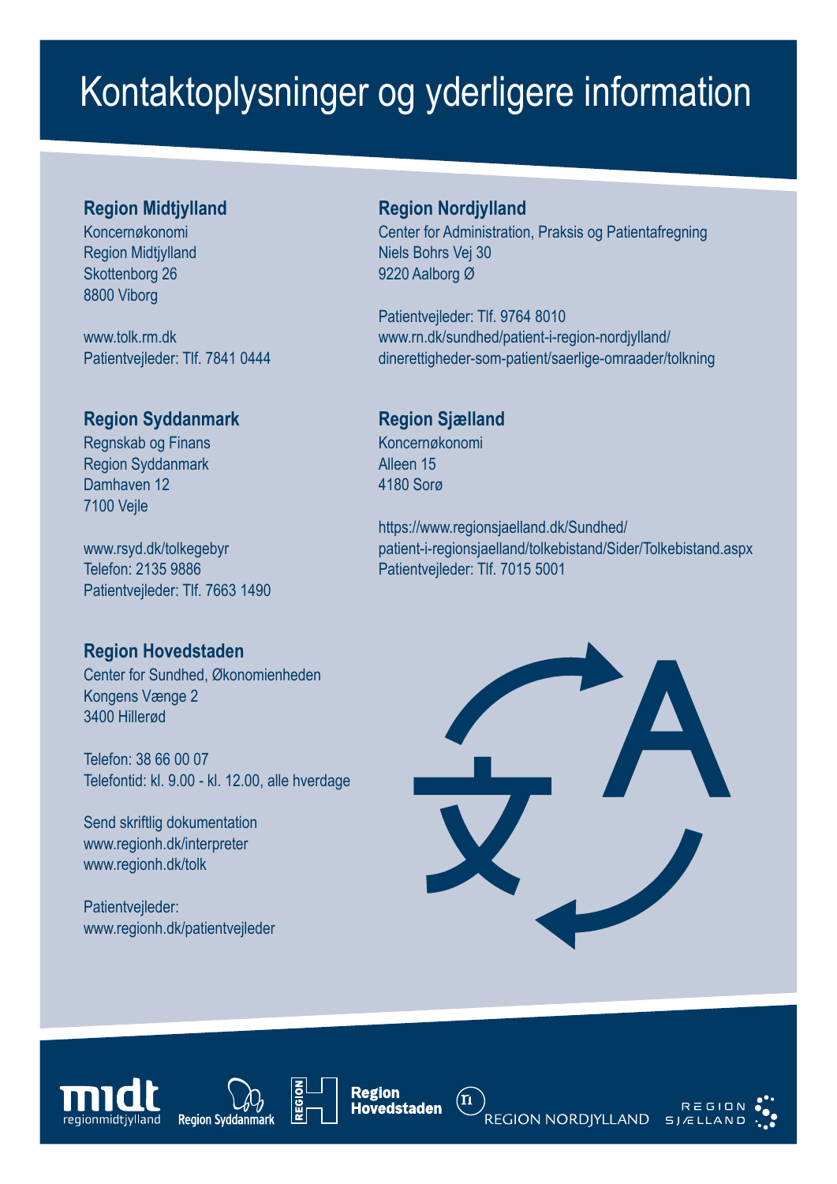# Kontaktoplysninger og yderligere information

## Region Midtjylland

Koncernøkonomi
Region Midtjylland
Skottenborg 26
8800 Viborg

www.tolk.rm.dk
Patientvejleder: Tlf. 7841 0444

## Region Syddanmark

Regnskab og Finans
Region Syddanmark
Damhaven 12
7100 Vejle

www.rsyd.dk/tolkegebyr
Telefon: 2135 9886
Patientvejleder: Tlf. 7663 1490

## Region Hovedstaden

Center for Sundhed, Økonomienheden
Kongens Vænge 2
3400 Hillerød

Telefon: 38 66 00 07
Telefontid: kl. 9.00 - kl. 12.00, alle hverdage

Send skriftlig dokumentation
www.regionh.dk/interpreter
www.regionh.dk/tolk

Patientvejleder:
www.regionh.dk/patientvejleder

## Region Nordjylland

Center for Administration, Praksis og Patientafregning
Niels Bohrs Vej 30
9220 Aalborg Ø

Patientvejleder: Tlf. 9764 8010
www.rn.dk/sundhed/patient-i-region-nordjylland/dinerettigheder-som-patient/saerlige-omraader/tolkning

## Region Sjælland

Koncernøkonomi
Alleen 15
4180 Sorø

https://www.regionsjaelland.dk/Sundhed/patient-i-regionsjaelland/tolkebistand/Sider/Tolkebistand.aspx
Patientvejleder: Tlf. 7015 5001

midt regionmidtjylland | Region Syddanmark | Region Hovedstaden | REGION NORDJYLLAND | REGION SJÆLLAND